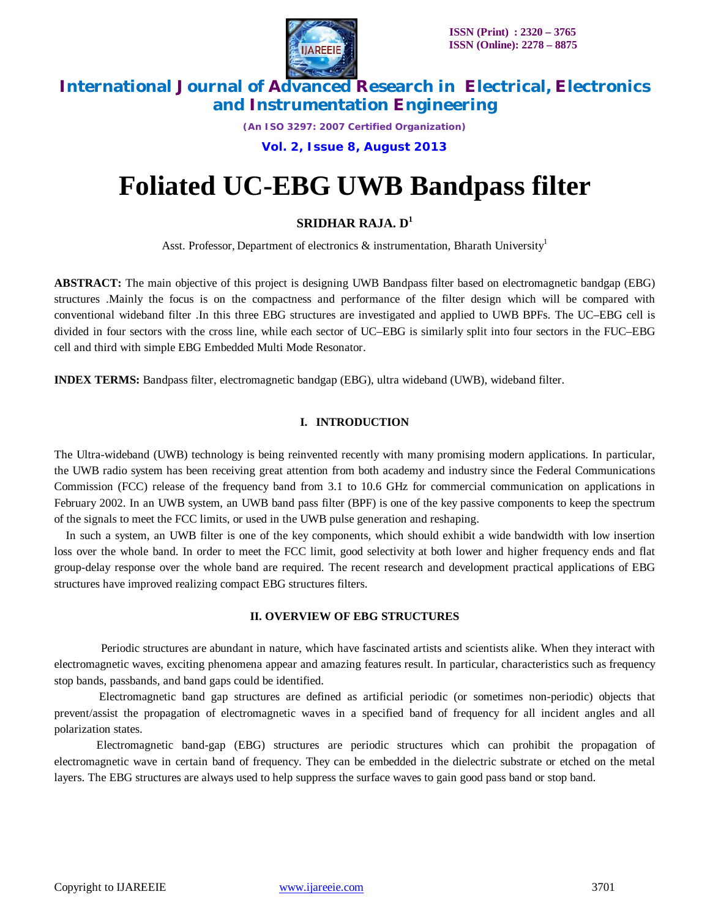# Foliated UC-EBG UWB Bandpass filter

**SRIDHAR RAJA. D[1]**

Asst. Professor, Department of electronics & instrumentation, Bharath University[1]

**ABSTRACT:** The main objective of this project is designing UWB Bandpass filter based on electromagnetic bandgap (EBG) structures .Mainly the focus is on the compactness and performance of the filter design which will be compared with conventional wideband filter .In this three EBG structures are investigated and applied to UWB BPFs. The UC–EBG cell is divided in four sectors with the cross line, while each sector of UC–EBG is similarly split into four sectors in the FUC–EBG cell and third with simple EBG Embedded Multi Mode Resonator.

**INDEX TERMS:** Bandpass filter, electromagnetic bandgap (EBG), ultra wideband (UWB), wideband filter.

## I. INTRODUCTION

The Ultra-wideband (UWB) technology is being reinvented recently with many promising modern applications. In particular, the UWB radio system has been receiving great attention from both academy and industry since the Federal Communications Commission (FCC) release of the frequency band from 3.1 to 10.6 GHz for commercial communication on applications in February 2002. In an UWB system, an UWB band pass filter (BPF) is one of the key passive components to keep the spectrum of the signals to meet the FCC limits, or used in the UWB pulse generation and reshaping.

In such a system, an UWB filter is one of the key components, which should exhibit a wide bandwidth with low insertion loss over the whole band. In order to meet the FCC limit, good selectivity at both lower and higher frequency ends and flat group-delay response over the whole band are required. The recent research and development practical applications of EBG structures have improved realizing compact EBG structures filters.

## II. OVERVIEW OF EBG STRUCTURES

Periodic structures are abundant in nature, which have fascinated artists and scientists alike. When they interact with electromagnetic waves, exciting phenomena appear and amazing features result. In particular, characteristics such as frequency stop bands, passbands, and band gaps could be identified.

Electromagnetic band gap structures are defined as artificial periodic (or sometimes non-periodic) objects that prevent/assist the propagation of electromagnetic waves in a specified band of frequency for all incident angles and all polarization states.

Electromagnetic band-gap (EBG) structures are periodic structures which can prohibit the propagation of electromagnetic wave in certain band of frequency. They can be embedded in the dielectric substrate or etched on the metal layers. The EBG structures are always used to help suppress the surface waves to gain good pass band or stop band.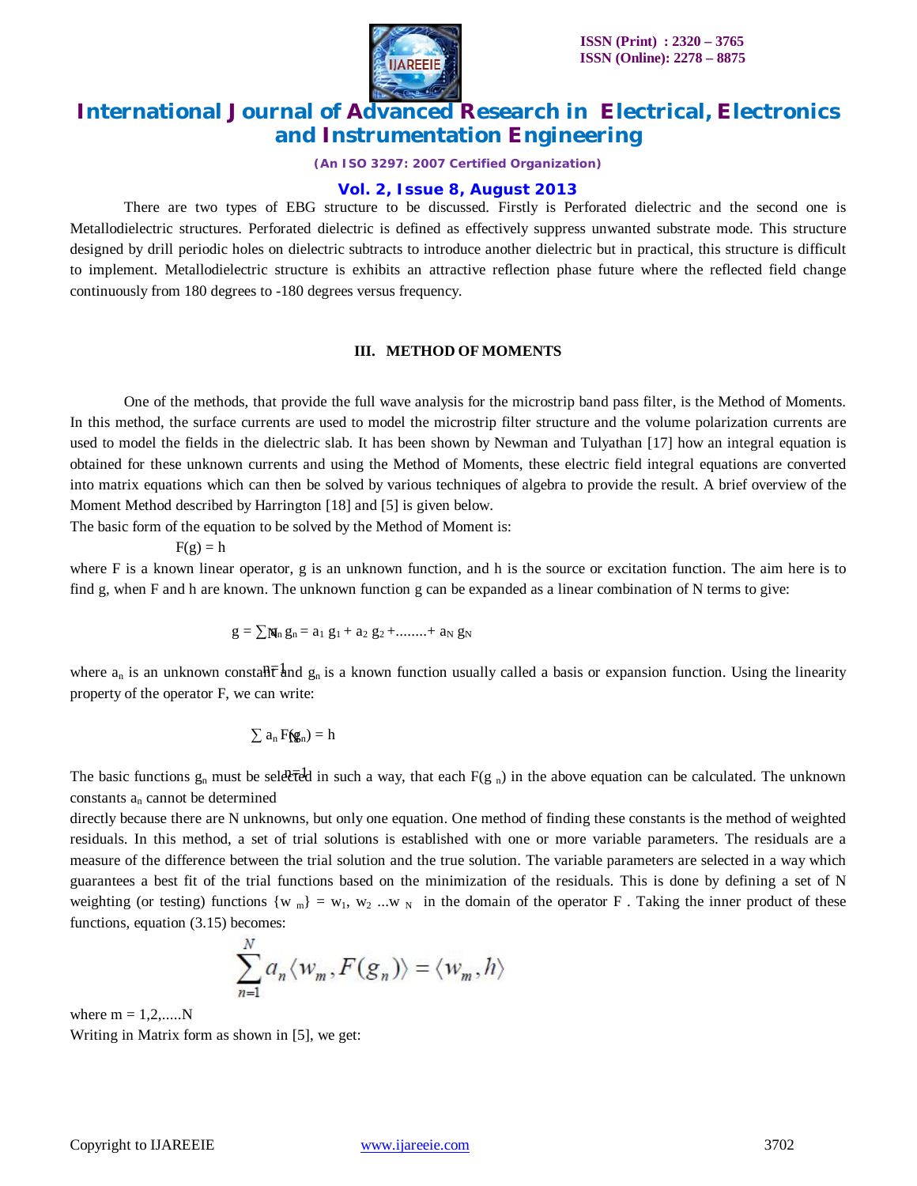There are two types of EBG structure to be discussed. Firstly is Perforated dielectric and the second one is Metallodielectric structures. Perforated dielectric is defined as effectively suppress unwanted substrate mode. This structure designed by drill periodic holes on dielectric subtracts to introduce another dielectric but in practical, this structure is difficult to implement. Metallodielectric structure is exhibits an attractive reflection phase future where the reflected field change continuously from 180 degrees to -180 degrees versus frequency.

### III. METHOD OF MOMENTS

One of the methods, that provide the full wave analysis for the microstrip band pass filter, is the Method of Moments. In this method, the surface currents are used to model the microstrip filter structure and the volume polarization currents are used to model the fields in the dielectric slab. It has been shown by Newman and Tulyathan [17] how an integral equation is obtained for these unknown currents and using the Method of Moments, these electric field integral equations are converted into matrix equations which can then be solved by various techniques of algebra to provide the result. A brief overview of the Moment Method described by Harrington [18] and [5] is given below.

The basic form of the equation to be solved by the Method of Moment is:

$$F(g) = h$$

where F is a known linear operator, g is an unknown function, and h is the source or excitation function. The aim here is to find g, when F and h are known. The unknown function g can be expanded as a linear combination of N terms to give:

$$g = \sum_{n=1}^{N} a_n g_n = a_1 g_1 + a_2 g_2 + \ldots\ldots\ldots + a_N g_N$$

where $a_n$ is an unknown constant and $g_n$ is a known function usually called a basis or expansion function. Using the linearity property of the operator F, we can write:

$$\sum_{n=1}^{N} a_n F(g_n) = h$$

The basic functions $g_n$ must be selected in such a way, that each $F(g_n)$ in the above equation can be calculated. The unknown constants $a_n$ cannot be determined

directly because there are N unknowns, but only one equation. One method of finding these constants is the method of weighted residuals. In this method, a set of trial solutions is established with one or more variable parameters. The residuals are a measure of the difference between the trial solution and the true solution. The variable parameters are selected in a way which guarantees a best fit of the trial functions based on the minimization of the residuals. This is done by defining a set of N weighting (or testing) functions $\{w_m\} = w_1, w_2 \ldots w_N$ in the domain of the operator F . Taking the inner product of these functions, equation (3.15) becomes:

$$\sum_{n=1}^{N} a_n \langle w_m, F(g_n) \rangle = \langle w_m, h \rangle$$

where m = 1,2,.....N

Writing in Matrix form as shown in [5], we get: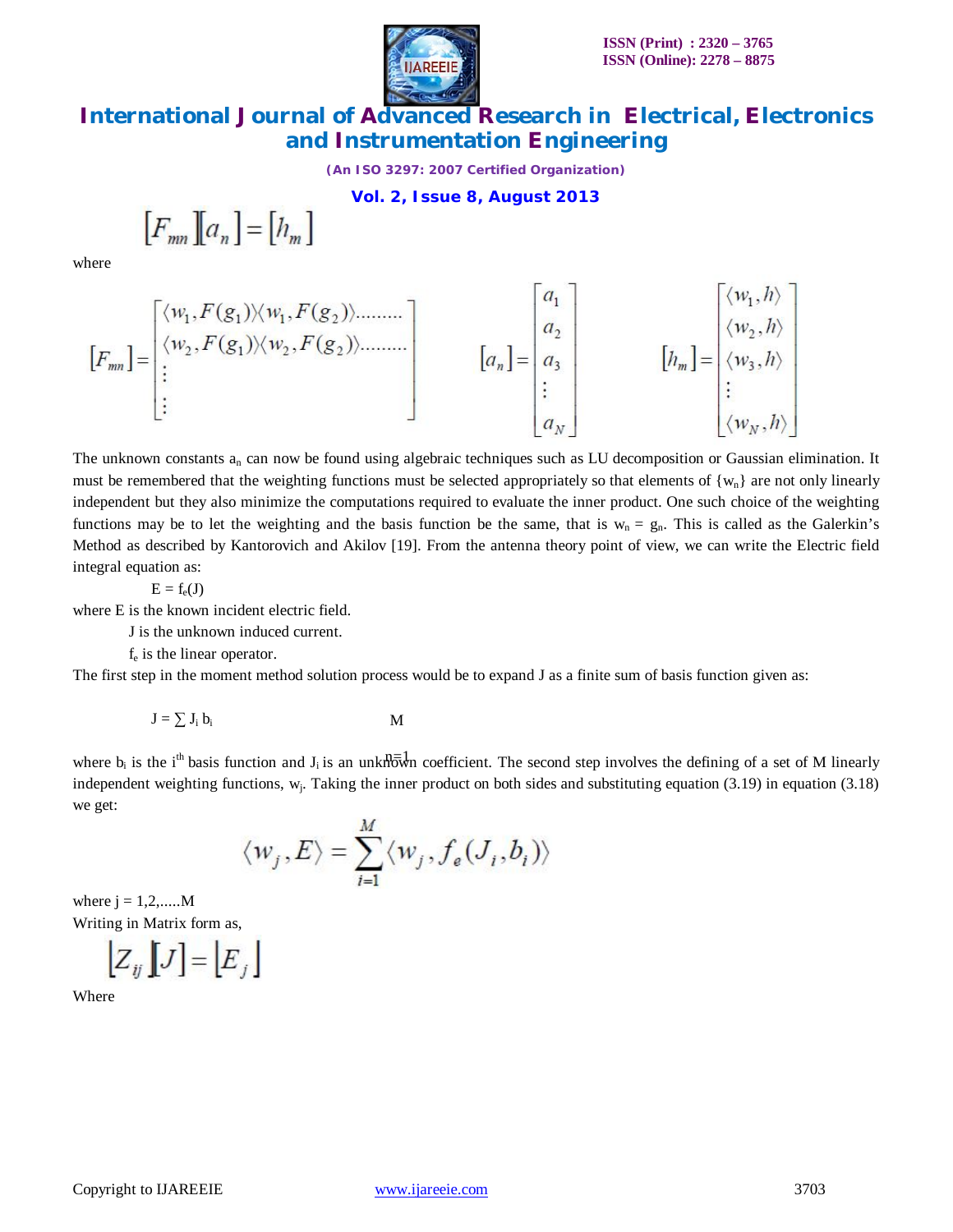$$\left[F_{mn}\right]\left[a_n\right] = \left[h_m\right]$$

where

$$\left[F_{mn}\right] = \begin{bmatrix} \langle w_1, F(g_1)\rangle \langle w_1, F(g_2)\rangle \ldots\ldots\ldots \\ \langle w_2, F(g_1)\rangle \langle w_2, F(g_2)\rangle \ldots\ldots\ldots \\ \vdots \\ \vdots \end{bmatrix} \qquad \left[a_n\right] = \begin{bmatrix} a_1 \\ a_2 \\ a_3 \\ \vdots \\ a_N \end{bmatrix} \qquad \left[h_m\right] = \begin{bmatrix} \langle w_1, h\rangle \\ \langle w_2, h\rangle \\ \langle w_3, h\rangle \\ \vdots \\ \langle w_N, h\rangle \end{bmatrix}$$

The unknown constants $a_n$ can now be found using algebraic techniques such as LU decomposition or Gaussian elimination. It must be remembered that the weighting functions must be selected appropriately so that elements of $\{w_n\}$ are not only linearly independent but they also minimize the computations required to evaluate the inner product. One such choice of the weighting functions may be to let the weighting and the basis function be the same, that is $w_n = g_n$. This is called as the Galerkin's Method as described by Kantorovich and Akilov [19]. From the antenna theory point of view, we can write the Electric field integral equation as:

$$E = f_e(J)$$

where E is the known incident electric field.

J is the unknown induced current.

$f_e$ is the linear operator.

The first step in the moment method solution process would be to expand J as a finite sum of basis function given as:

$$J = \sum_{n=1}^{M} J_i b_i$$

where $b_i$ is the $i^{th}$ basis function and $J_i$ is an unknown coefficient. The second step involves the defining of a set of M linearly independent weighting functions, $w_j$. Taking the inner product on both sides and substituting equation (3.19) in equation (3.18) we get:

$$\langle w_j, E\rangle = \sum_{i=1}^{M} \langle w_j, f_e(J_i, b_i)\rangle$$

where $j = 1,2,\ldots..M$

Writing in Matrix form as,

$$\left[Z_{ij}\right]\left[J\right] = \left[E_j\right]$$

Where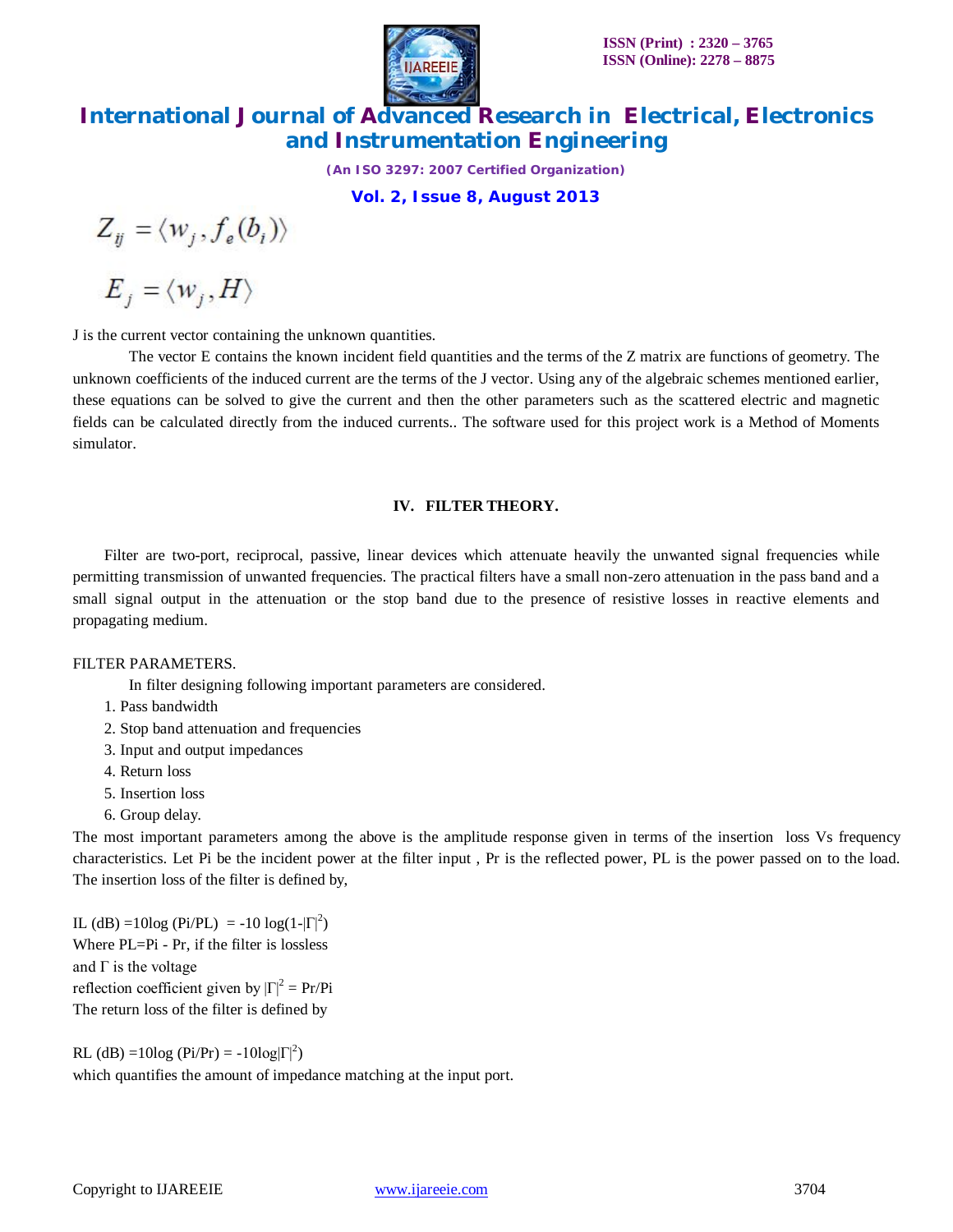$$Z_{ij} = \langle w_j, f_e(b_i) \rangle$$

$$E_j = \langle w_j, H \rangle$$

J is the current vector containing the unknown quantities.

The vector E contains the known incident field quantities and the terms of the Z matrix are functions of geometry. The unknown coefficients of the induced current are the terms of the J vector. Using any of the algebraic schemes mentioned earlier, these equations can be solved to give the current and then the other parameters such as the scattered electric and magnetic fields can be calculated directly from the induced currents.. The software used for this project work is a Method of Moments simulator.

## IV. FILTER THEORY.

Filter are two-port, reciprocal, passive, linear devices which attenuate heavily the unwanted signal frequencies while permitting transmission of unwanted frequencies. The practical filters have a small non-zero attenuation in the pass band and a small signal output in the attenuation or the stop band due to the presence of resistive losses in reactive elements and propagating medium.

FILTER PARAMETERS.

In filter designing following important parameters are considered.

1. Pass bandwidth
2. Stop band attenuation and frequencies
3. Input and output impedances
4. Return loss
5. Insertion loss
6. Group delay.

The most important parameters among the above is the amplitude response given in terms of the insertion loss Vs frequency characteristics. Let Pi be the incident power at the filter input , Pr is the reflected power, PL is the power passed on to the load. The insertion loss of the filter is defined by,

IL (dB) $=10\log(\text{Pi/PL}) = -10\log(1-|\Gamma|^2)$
Where PL=Pi - Pr, if the filter is lossless
and $\Gamma$ is the voltage
reflection coefficient given by $|\Gamma|^2 = \text{Pr/Pi}$
The return loss of the filter is defined by

RL (dB) $=10\log(\text{Pi/Pr}) = -10\log|\Gamma|^2)$
which quantifies the amount of impedance matching at the input port.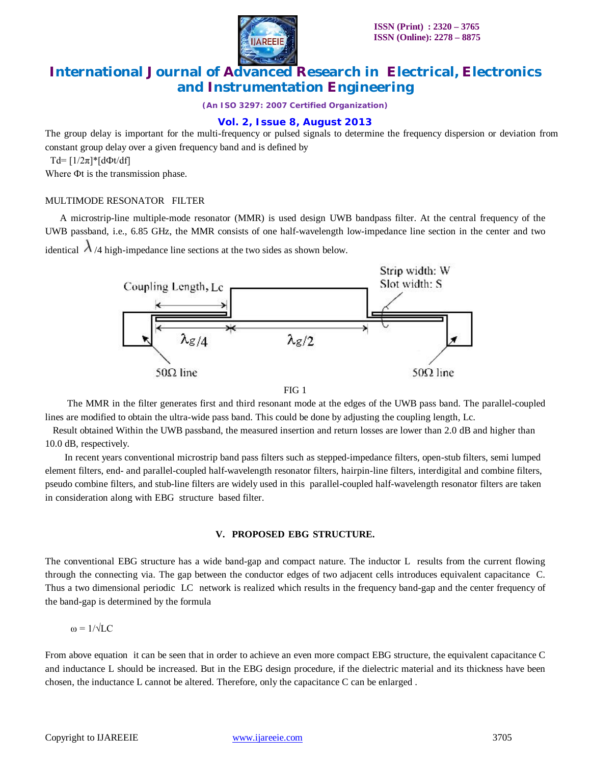The group delay is important for the multi-frequency or pulsed signals to determine the frequency dispersion or deviation from constant group delay over a given frequency band and is defined by

$T_d = [1/2\pi]*[d\Phi_t/df]$

Where $\Phi_t$ is the transmission phase.

MULTIMODE RESONATOR FILTER

A microstrip-line multiple-mode resonator (MMR) is used design UWB bandpass filter. At the central frequency of the UWB passband, i.e., 6.85 GHz, the MMR consists of one half-wavelength low-impedance line section in the center and two identical $\lambda/4$ high-impedance line sections at the two sides as shown below.

FIG 1

The MMR in the filter generates first and third resonant mode at the edges of the UWB pass band. The parallel-coupled lines are modified to obtain the ultra-wide pass band. This could be done by adjusting the coupling length, Lc.

Result obtained Within the UWB passband, the measured insertion and return losses are lower than 2.0 dB and higher than 10.0 dB, respectively.

In recent years conventional microstrip band pass filters such as stepped-impedance filters, open-stub filters, semi lumped element filters, end- and parallel-coupled half-wavelength resonator filters, hairpin-line filters, interdigital and combine filters, pseudo combine filters, and stub-line filters are widely used in this parallel-coupled half-wavelength resonator filters are taken in consideration along with EBG structure based filter.

## V. PROPOSED EBG STRUCTURE.

The conventional EBG structure has a wide band-gap and compact nature. The inductor L results from the current flowing through the connecting via. The gap between the conductor edges of two adjacent cells introduces equivalent capacitance C. Thus a two dimensional periodic LC network is realized which results in the frequency band-gap and the center frequency of the band-gap is determined by the formula

$$\omega = 1/\sqrt{LC}$$

From above equation it can be seen that in order to achieve an even more compact EBG structure, the equivalent capacitance C and inductance L should be increased. But in the EBG design procedure, if the dielectric material and its thickness have been chosen, the inductance L cannot be altered. Therefore, only the capacitance C can be enlarged .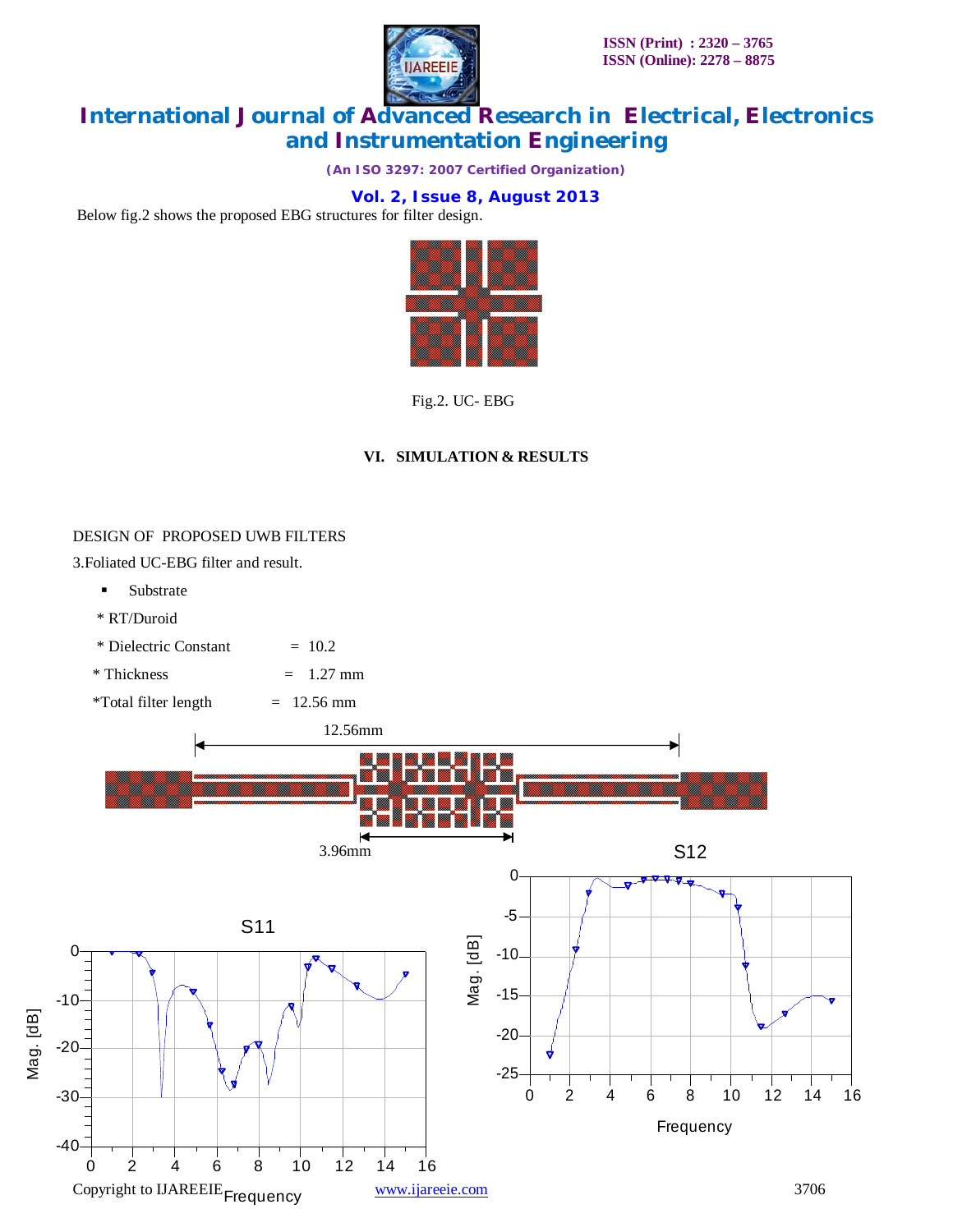Below fig.2 shows the proposed EBG structures for filter design.

Fig.2. UC- EBG

## VI. SIMULATION & RESULTS

DESIGN OF PROPOSED UWB FILTERS

3.Foliated UC-EBG filter and result.

- Substrate

 * RT/Duroid

 * Dielectric Constant = 10.2

 * Thickness = 1.27 mm

 *Total filter length = 12.56 mm

12.56mm

3.96mm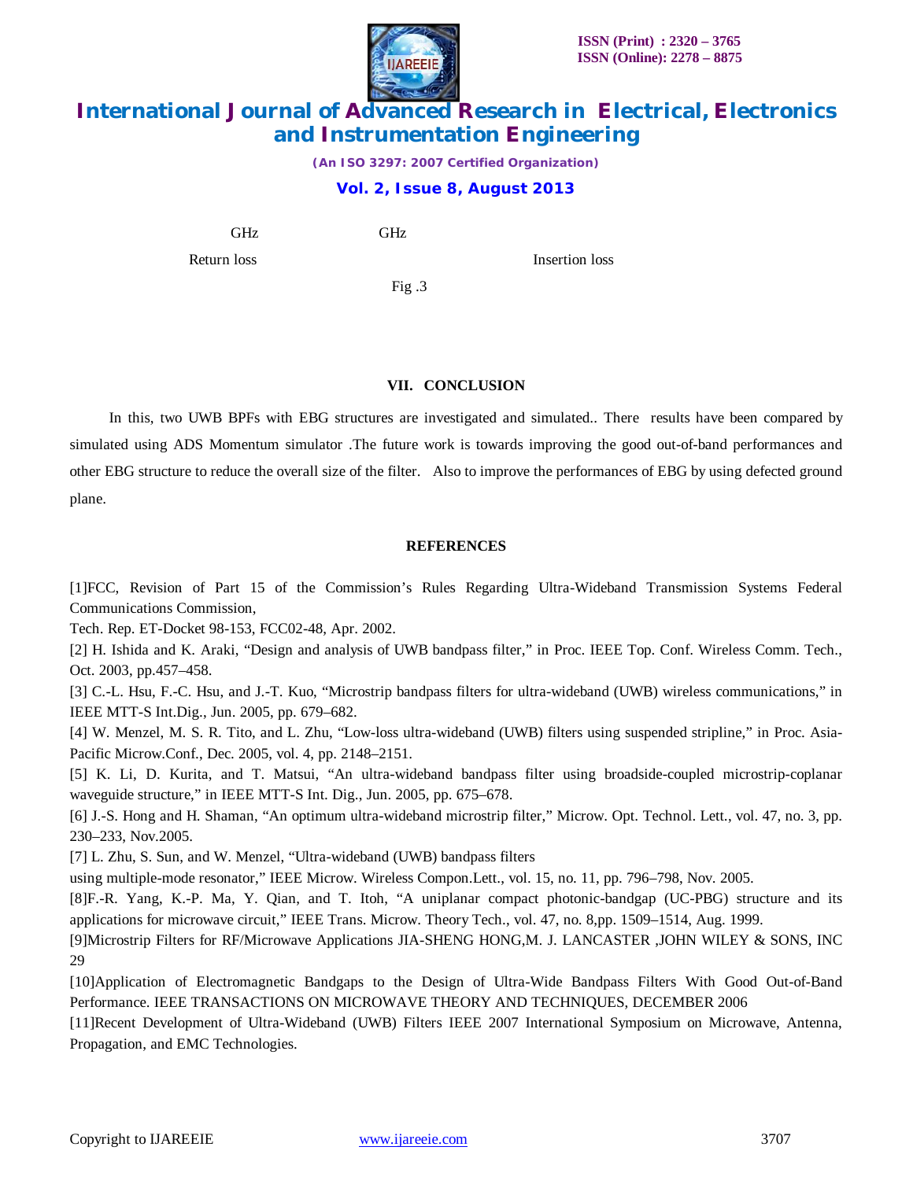GHz GHz

Return loss Insertion loss

Fig .3

## VII. CONCLUSION

In this, two UWB BPFs with EBG structures are investigated and simulated.. There results have been compared by simulated using ADS Momentum simulator .The future work is towards improving the good out-of-band performances and other EBG structure to reduce the overall size of the filter. Also to improve the performances of EBG by using defected ground plane.

## REFERENCES

[1]FCC, Revision of Part 15 of the Commission's Rules Regarding Ultra-Wideband Transmission Systems Federal Communications Commission,

Tech. Rep. ET-Docket 98-153, FCC02-48, Apr. 2002.

[2] H. Ishida and K. Araki, "Design and analysis of UWB bandpass filter," in Proc. IEEE Top. Conf. Wireless Comm. Tech., Oct. 2003, pp.457–458.

[3] C.-L. Hsu, F.-C. Hsu, and J.-T. Kuo, "Microstrip bandpass filters for ultra-wideband (UWB) wireless communications," in IEEE MTT-S Int.Dig., Jun. 2005, pp. 679–682.

[4] W. Menzel, M. S. R. Tito, and L. Zhu, "Low-loss ultra-wideband (UWB) filters using suspended stripline," in Proc. Asia-Pacific Microw.Conf., Dec. 2005, vol. 4, pp. 2148–2151.

[5] K. Li, D. Kurita, and T. Matsui, "An ultra-wideband bandpass filter using broadside-coupled microstrip-coplanar waveguide structure," in IEEE MTT-S Int. Dig., Jun. 2005, pp. 675–678.

[6] J.-S. Hong and H. Shaman, "An optimum ultra-wideband microstrip filter," Microw. Opt. Technol. Lett., vol. 47, no. 3, pp. 230–233, Nov.2005.

[7] L. Zhu, S. Sun, and W. Menzel, "Ultra-wideband (UWB) bandpass filters

using multiple-mode resonator," IEEE Microw. Wireless Compon.Lett., vol. 15, no. 11, pp. 796–798, Nov. 2005.

[8]F.-R. Yang, K.-P. Ma, Y. Qian, and T. Itoh, "A uniplanar compact photonic-bandgap (UC-PBG) structure and its applications for microwave circuit," IEEE Trans. Microw. Theory Tech., vol. 47, no. 8,pp. 1509–1514, Aug. 1999.

[9]Microstrip Filters for RF/Microwave Applications JIA-SHENG HONG,M. J. LANCASTER ,JOHN WILEY & SONS, INC 29

[10]Application of Electromagnetic Bandgaps to the Design of Ultra-Wide Bandpass Filters With Good Out-of-Band Performance. IEEE TRANSACTIONS ON MICROWAVE THEORY AND TECHNIQUES, DECEMBER 2006

[11]Recent Development of Ultra-Wideband (UWB) Filters IEEE 2007 International Symposium on Microwave, Antenna, Propagation, and EMC Technologies.